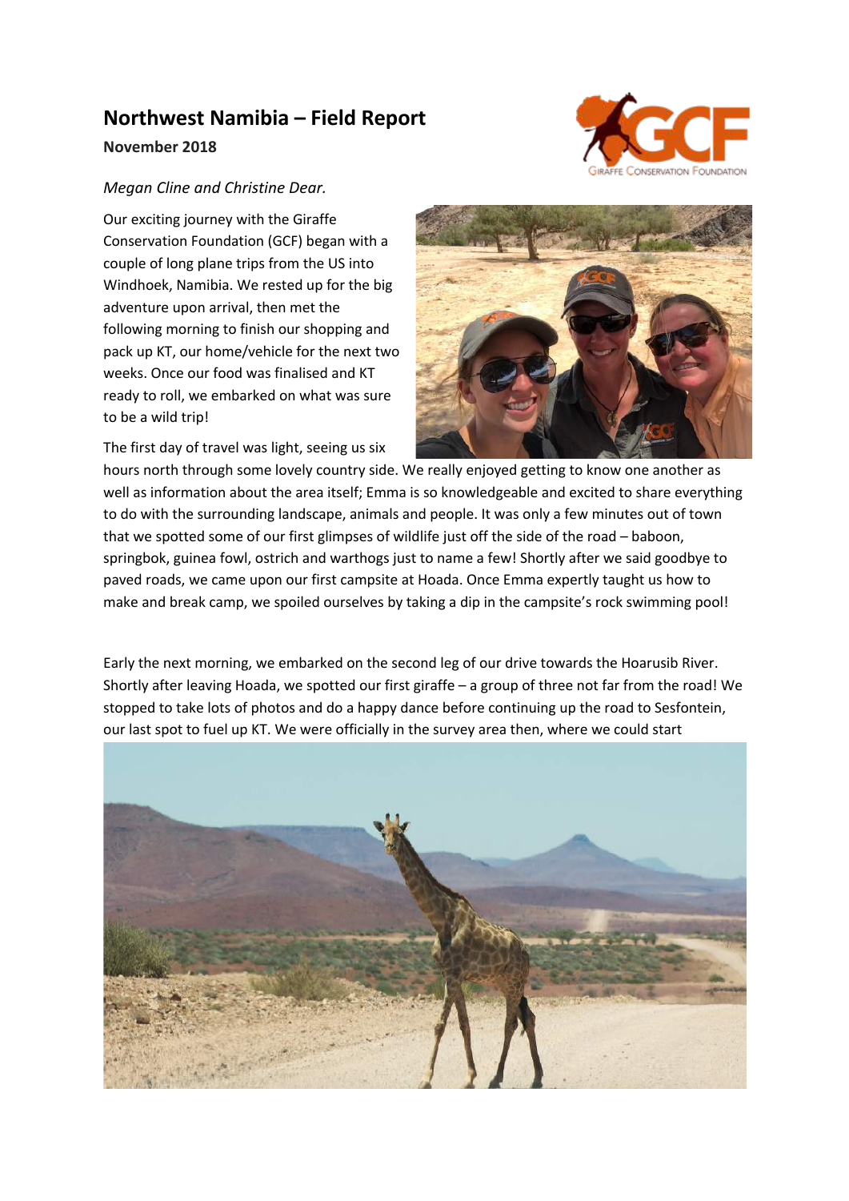# Northwest Namibia – Field Report

**November 2018**

*Megan Cline and Christine Dear.*

Our exciting journey with the Giraffe Conservation Foundation (GCF) began with a couple of long plane trips from the US into Windhoek, Namibia. We rested up for the big adventure upon arrival, then met the following morning to finish our shopping and pack up KT, our home/vehicle for the next two weeks. Once our food was finalised and KT ready to roll, we embarked on what was sure to be a wild trip!

The first day of travel was light, seeing us six hours north through some lovely country side. We really enjoyed getting to know one another as well as information about the area itself; Emma is so knowledgeable and excited to share everything to do with the surrounding landscape, animals and people. It was only a few minutes out of town that we spotted some of our first glimpses of wildlife just off the side of the road – baboon, springbok, guinea fowl, ostrich and warthogs just to name a few! Shortly after we said goodbye to paved roads, we came upon our first campsite at Hoada. Once Emma expertly taught us how to make and break camp, we spoiled ourselves by taking a dip in the campsite's rock swimming pool!

Early the next morning, we embarked on the second leg of our drive towards the Hoarusib River. Shortly after leaving Hoada, we spotted our first giraffe – a group of three not far from the road! We stopped to take lots of photos and do a happy dance before continuing up the road to Sesfontein, our last spot to fuel up KT. We were officially in the survey area then, where we could start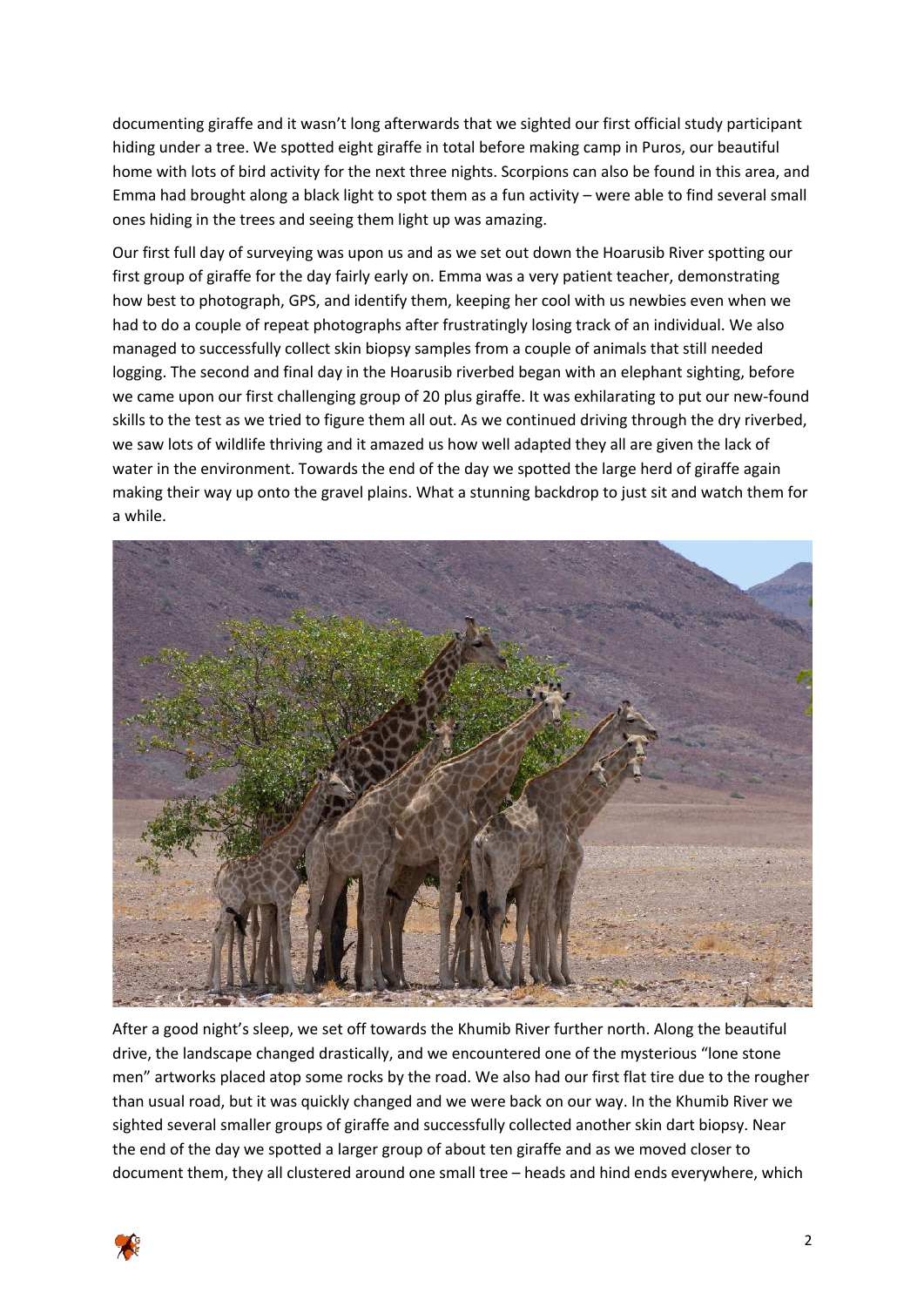documenting giraffe and it wasn't long afterwards that we sighted our first official study participant hiding under a tree. We spotted eight giraffe in total before making camp in Puros, our beautiful home with lots of bird activity for the next three nights. Scorpions can also be found in this area, and Emma had brought along a black light to spot them as a fun activity – were able to find several small ones hiding in the trees and seeing them light up was amazing.

Our first full day of surveying was upon us and as we set out down the Hoarusib River spotting our first group of giraffe for the day fairly early on. Emma was a very patient teacher, demonstrating how best to photograph, GPS, and identify them, keeping her cool with us newbies even when we had to do a couple of repeat photographs after frustratingly losing track of an individual. We also managed to successfully collect skin biopsy samples from a couple of animals that still needed logging. The second and final day in the Hoarusib riverbed began with an elephant sighting, before we came upon our first challenging group of 20 plus giraffe. It was exhilarating to put our new-found skills to the test as we tried to figure them all out. As we continued driving through the dry riverbed, we saw lots of wildlife thriving and it amazed us how well adapted they all are given the lack of water in the environment. Towards the end of the day we spotted the large herd of giraffe again making their way up onto the gravel plains. What a stunning backdrop to just sit and watch them for a while.

After a good night's sleep, we set off towards the Khumib River further north. Along the beautiful drive, the landscape changed drastically, and we encountered one of the mysterious "lone stone men" artworks placed atop some rocks by the road. We also had our first flat tire due to the rougher than usual road, but it was quickly changed and we were back on our way. In the Khumib River we sighted several smaller groups of giraffe and successfully collected another skin dart biopsy. Near the end of the day we spotted a larger group of about ten giraffe and as we moved closer to document them, they all clustered around one small tree – heads and hind ends everywhere, which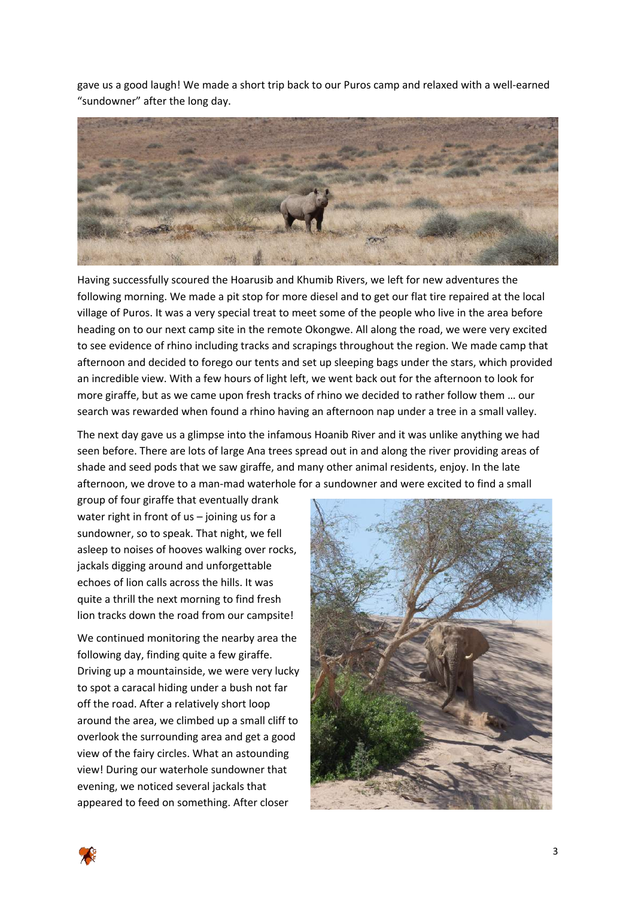gave us a good laugh! We made a short trip back to our Puros camp and relaxed with a well-earned "sundowner" after the long day.

Having successfully scoured the Hoarusib and Khumib Rivers, we left for new adventures the following morning. We made a pit stop for more diesel and to get our flat tire repaired at the local village of Puros. It was a very special treat to meet some of the people who live in the area before heading on to our next camp site in the remote Okongwe. All along the road, we were very excited to see evidence of rhino including tracks and scrapings throughout the region. We made camp that afternoon and decided to forego our tents and set up sleeping bags under the stars, which provided an incredible view. With a few hours of light left, we went back out for the afternoon to look for more giraffe, but as we came upon fresh tracks of rhino we decided to rather follow them … our search was rewarded when found a rhino having an afternoon nap under a tree in a small valley.

The next day gave us a glimpse into the infamous Hoanib River and it was unlike anything we had seen before. There are lots of large Ana trees spread out in and along the river providing areas of shade and seed pods that we saw giraffe, and many other animal residents, enjoy. In the late afternoon, we drove to a man-mad waterhole for a sundowner and were excited to find a small group of four giraffe that eventually drank water right in front of us – joining us for a sundowner, so to speak. That night, we fell asleep to noises of hooves walking over rocks, jackals digging around and unforgettable echoes of lion calls across the hills. It was quite a thrill the next morning to find fresh lion tracks down the road from our campsite!

We continued monitoring the nearby area the following day, finding quite a few giraffe. Driving up a mountainside, we were very lucky to spot a caracal hiding under a bush not far off the road. After a relatively short loop around the area, we climbed up a small cliff to overlook the surrounding area and get a good view of the fairy circles. What an astounding view! During our waterhole sundowner that evening, we noticed several jackals that appeared to feed on something. After closer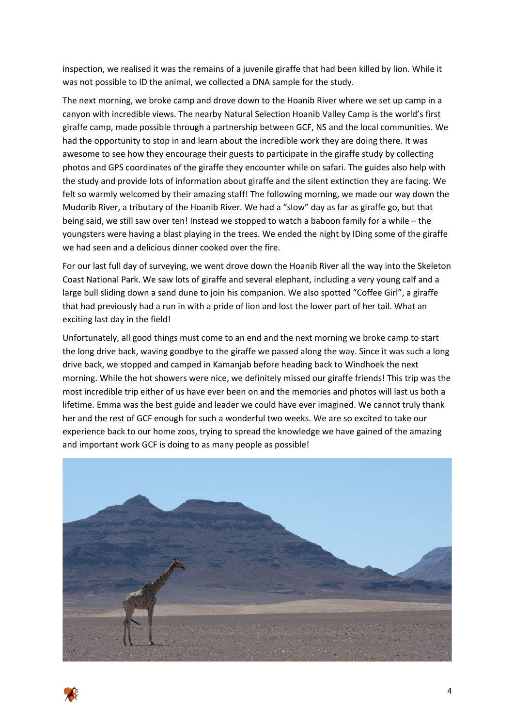inspection, we realised it was the remains of a juvenile giraffe that had been killed by lion. While it was not possible to ID the animal, we collected a DNA sample for the study.

The next morning, we broke camp and drove down to the Hoanib River where we set up camp in a canyon with incredible views. The nearby Natural Selection Hoanib Valley Camp is the world's first giraffe camp, made possible through a partnership between GCF, NS and the local communities. We had the opportunity to stop in and learn about the incredible work they are doing there. It was awesome to see how they encourage their guests to participate in the giraffe study by collecting photos and GPS coordinates of the giraffe they encounter while on safari. The guides also help with the study and provide lots of information about giraffe and the silent extinction they are facing. We felt so warmly welcomed by their amazing staff! The following morning, we made our way down the Mudorib River, a tributary of the Hoanib River. We had a "slow" day as far as giraffe go, but that being said, we still saw over ten! Instead we stopped to watch a baboon family for a while – the youngsters were having a blast playing in the trees. We ended the night by IDing some of the giraffe we had seen and a delicious dinner cooked over the fire.

For our last full day of surveying, we went drove down the Hoanib River all the way into the Skeleton Coast National Park. We saw lots of giraffe and several elephant, including a very young calf and a large bull sliding down a sand dune to join his companion. We also spotted "Coffee Girl", a giraffe that had previously had a run in with a pride of lion and lost the lower part of her tail. What an exciting last day in the field!

Unfortunately, all good things must come to an end and the next morning we broke camp to start the long drive back, waving goodbye to the giraffe we passed along the way. Since it was such a long drive back, we stopped and camped in Kamanjab before heading back to Windhoek the next morning. While the hot showers were nice, we definitely missed our giraffe friends! This trip was the most incredible trip either of us have ever been on and the memories and photos will last us both a lifetime. Emma was the best guide and leader we could have ever imagined. We cannot truly thank her and the rest of GCF enough for such a wonderful two weeks. We are so excited to take our experience back to our home zoos, trying to spread the knowledge we have gained of the amazing and important work GCF is doing to as many people as possible!